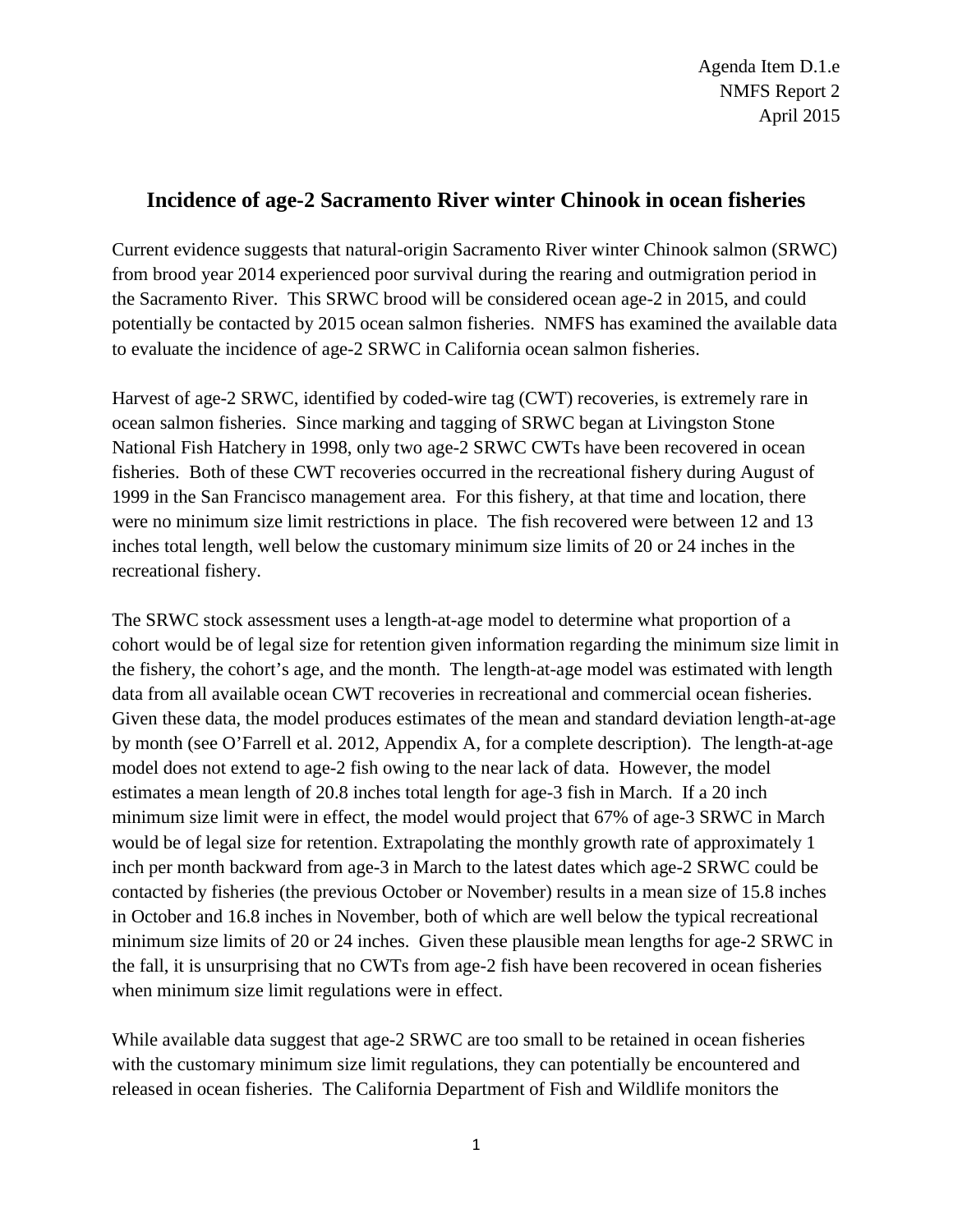Agenda Item D.1.e
NMFS Report 2
April 2015

# Incidence of age-2 Sacramento River winter Chinook in ocean fisheries

Current evidence suggests that natural-origin Sacramento River winter Chinook salmon (SRWC) from brood year 2014 experienced poor survival during the rearing and outmigration period in the Sacramento River. This SRWC brood will be considered ocean age-2 in 2015, and could potentially be contacted by 2015 ocean salmon fisheries. NMFS has examined the available data to evaluate the incidence of age-2 SRWC in California ocean salmon fisheries.

Harvest of age-2 SRWC, identified by coded-wire tag (CWT) recoveries, is extremely rare in ocean salmon fisheries. Since marking and tagging of SRWC began at Livingston Stone National Fish Hatchery in 1998, only two age-2 SRWC CWTs have been recovered in ocean fisheries. Both of these CWT recoveries occurred in the recreational fishery during August of 1999 in the San Francisco management area. For this fishery, at that time and location, there were no minimum size limit restrictions in place. The fish recovered were between 12 and 13 inches total length, well below the customary minimum size limits of 20 or 24 inches in the recreational fishery.

The SRWC stock assessment uses a length-at-age model to determine what proportion of a cohort would be of legal size for retention given information regarding the minimum size limit in the fishery, the cohort's age, and the month. The length-at-age model was estimated with length data from all available ocean CWT recoveries in recreational and commercial ocean fisheries. Given these data, the model produces estimates of the mean and standard deviation length-at-age by month (see O'Farrell et al. 2012, Appendix A, for a complete description). The length-at-age model does not extend to age-2 fish owing to the near lack of data. However, the model estimates a mean length of 20.8 inches total length for age-3 fish in March. If a 20 inch minimum size limit were in effect, the model would project that 67% of age-3 SRWC in March would be of legal size for retention. Extrapolating the monthly growth rate of approximately 1 inch per month backward from age-3 in March to the latest dates which age-2 SRWC could be contacted by fisheries (the previous October or November) results in a mean size of 15.8 inches in October and 16.8 inches in November, both of which are well below the typical recreational minimum size limits of 20 or 24 inches. Given these plausible mean lengths for age-2 SRWC in the fall, it is unsurprising that no CWTs from age-2 fish have been recovered in ocean fisheries when minimum size limit regulations were in effect.

While available data suggest that age-2 SRWC are too small to be retained in ocean fisheries with the customary minimum size limit regulations, they can potentially be encountered and released in ocean fisheries. The California Department of Fish and Wildlife monitors the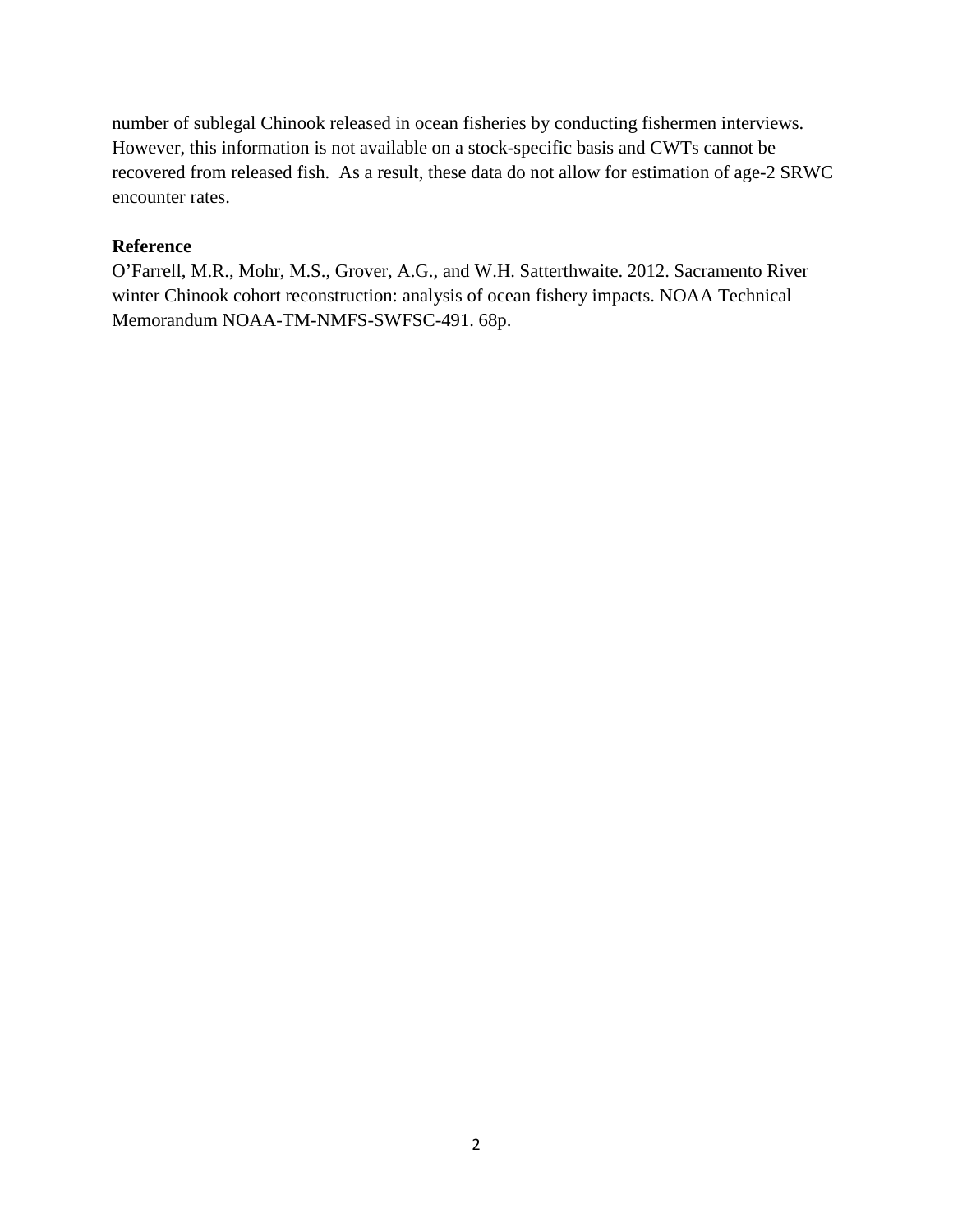number of sublegal Chinook released in ocean fisheries by conducting fishermen interviews. However, this information is not available on a stock-specific basis and CWTs cannot be recovered from released fish. As a result, these data do not allow for estimation of age-2 SRWC encounter rates.

**Reference**

O'Farrell, M.R., Mohr, M.S., Grover, A.G., and W.H. Satterthwaite. 2012. Sacramento River winter Chinook cohort reconstruction: analysis of ocean fishery impacts. NOAA Technical Memorandum NOAA-TM-NMFS-SWFSC-491. 68p.